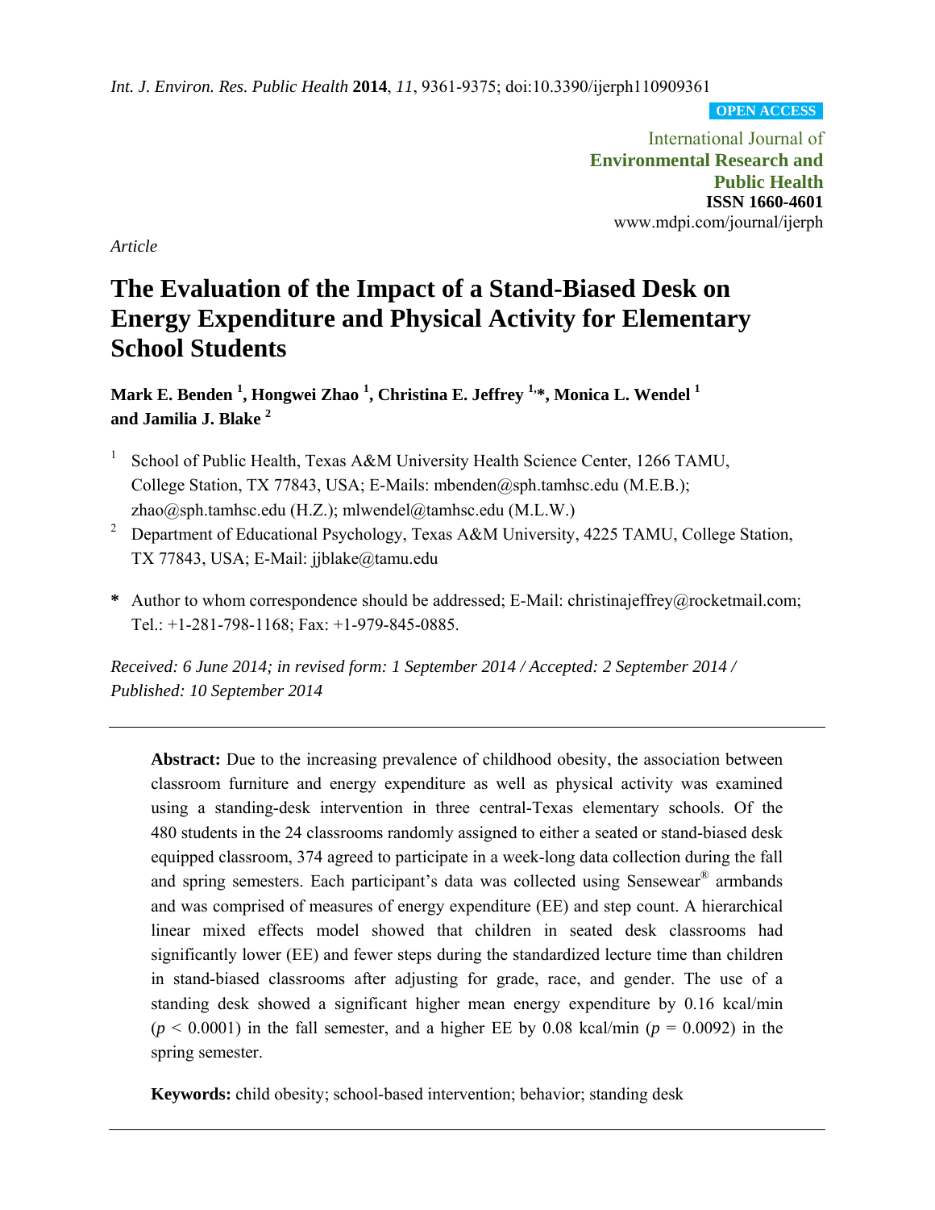*Article*

# The Evaluation of the Impact of a Stand-Biased Desk on Energy Expenditure and Physical Activity for Elementary School Students

**Mark E. Benden [1], Hongwei Zhao [1], Christina E. Jeffrey [1,*], Monica L. Wendel [1] and Jamilia J. Blake [2]**

[1] School of Public Health, Texas A&M University Health Science Center, 1266 TAMU, College Station, TX 77843, USA; E-Mails: mbenden@sph.tamhsc.edu (M.E.B.); zhao@sph.tamhsc.edu (H.Z.); mlwendel@tamhsc.edu (M.L.W.)

[2] Department of Educational Psychology, Texas A&M University, 4225 TAMU, College Station, TX 77843, USA; E-Mail: jjblake@tamu.edu

**\*** Author to whom correspondence should be addressed; E-Mail: christinajeffrey@rocketmail.com; Tel.: +1-281-798-1168; Fax: +1-979-845-0885.

*Received: 6 June 2014; in revised form: 1 September 2014 / Accepted: 2 September 2014 / Published: 10 September 2014*

---

**Abstract:** Due to the increasing prevalence of childhood obesity, the association between classroom furniture and energy expenditure as well as physical activity was examined using a standing-desk intervention in three central-Texas elementary schools. Of the 480 students in the 24 classrooms randomly assigned to either a seated or stand-biased desk equipped classroom, 374 agreed to participate in a week-long data collection during the fall and spring semesters. Each participant's data was collected using Sensewear® armbands and was comprised of measures of energy expenditure (EE) and step count. A hierarchical linear mixed effects model showed that children in seated desk classrooms had significantly lower (EE) and fewer steps during the standardized lecture time than children in stand-biased classrooms after adjusting for grade, race, and gender. The use of a standing desk showed a significant higher mean energy expenditure by 0.16 kcal/min ($p < 0.0001$) in the fall semester, and a higher EE by 0.08 kcal/min ($p = 0.0092$) in the spring semester.

**Keywords:** child obesity; school-based intervention; behavior; standing desk

---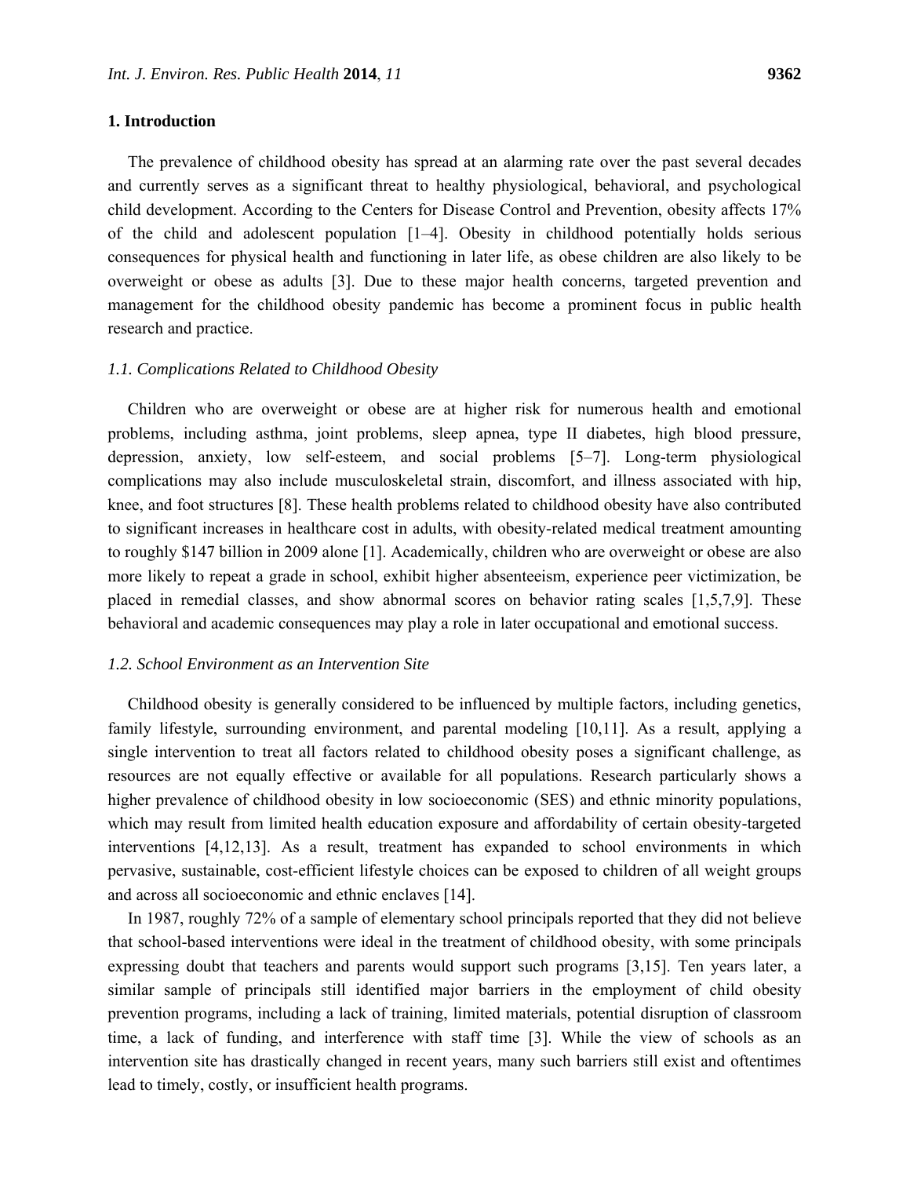## 1. Introduction

The prevalence of childhood obesity has spread at an alarming rate over the past several decades and currently serves as a significant threat to healthy physiological, behavioral, and psychological child development. According to the Centers for Disease Control and Prevention, obesity affects 17% of the child and adolescent population [1–4]. Obesity in childhood potentially holds serious consequences for physical health and functioning in later life, as obese children are also likely to be overweight or obese as adults [3]. Due to these major health concerns, targeted prevention and management for the childhood obesity pandemic has become a prominent focus in public health research and practice.

### *1.1. Complications Related to Childhood Obesity*

Children who are overweight or obese are at higher risk for numerous health and emotional problems, including asthma, joint problems, sleep apnea, type II diabetes, high blood pressure, depression, anxiety, low self-esteem, and social problems [5–7]. Long-term physiological complications may also include musculoskeletal strain, discomfort, and illness associated with hip, knee, and foot structures [8]. These health problems related to childhood obesity have also contributed to significant increases in healthcare cost in adults, with obesity-related medical treatment amounting to roughly $147 billion in 2009 alone [1]. Academically, children who are overweight or obese are also more likely to repeat a grade in school, exhibit higher absenteeism, experience peer victimization, be placed in remedial classes, and show abnormal scores on behavior rating scales [1,5,7,9]. These behavioral and academic consequences may play a role in later occupational and emotional success.

### *1.2. School Environment as an Intervention Site*

Childhood obesity is generally considered to be influenced by multiple factors, including genetics, family lifestyle, surrounding environment, and parental modeling [10,11]. As a result, applying a single intervention to treat all factors related to childhood obesity poses a significant challenge, as resources are not equally effective or available for all populations. Research particularly shows a higher prevalence of childhood obesity in low socioeconomic (SES) and ethnic minority populations, which may result from limited health education exposure and affordability of certain obesity-targeted interventions [4,12,13]. As a result, treatment has expanded to school environments in which pervasive, sustainable, cost-efficient lifestyle choices can be exposed to children of all weight groups and across all socioeconomic and ethnic enclaves [14].

In 1987, roughly 72% of a sample of elementary school principals reported that they did not believe that school-based interventions were ideal in the treatment of childhood obesity, with some principals expressing doubt that teachers and parents would support such programs [3,15]. Ten years later, a similar sample of principals still identified major barriers in the employment of child obesity prevention programs, including a lack of training, limited materials, potential disruption of classroom time, a lack of funding, and interference with staff time [3]. While the view of schools as an intervention site has drastically changed in recent years, many such barriers still exist and oftentimes lead to timely, costly, or insufficient health programs.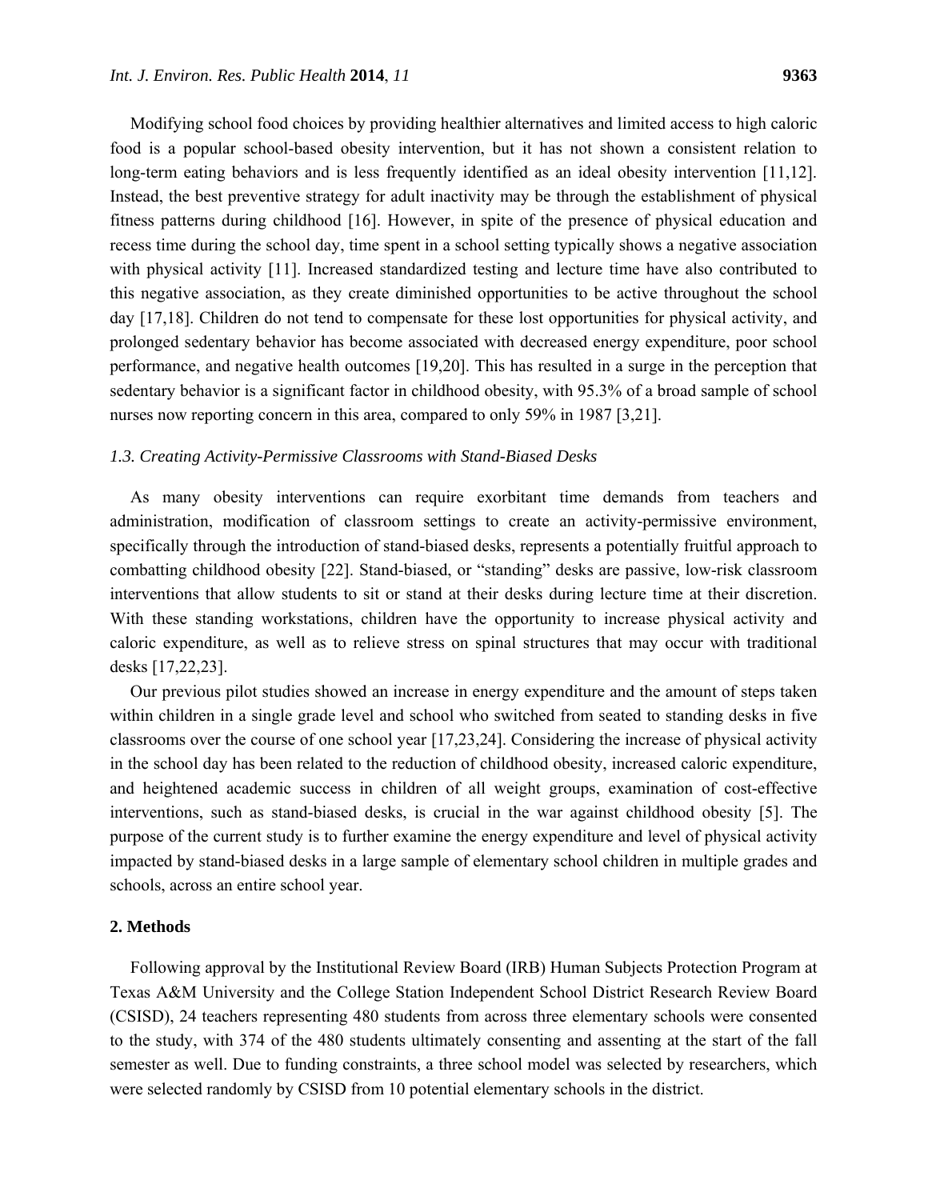Modifying school food choices by providing healthier alternatives and limited access to high caloric food is a popular school-based obesity intervention, but it has not shown a consistent relation to long-term eating behaviors and is less frequently identified as an ideal obesity intervention [11,12]. Instead, the best preventive strategy for adult inactivity may be through the establishment of physical fitness patterns during childhood [16]. However, in spite of the presence of physical education and recess time during the school day, time spent in a school setting typically shows a negative association with physical activity [11]. Increased standardized testing and lecture time have also contributed to this negative association, as they create diminished opportunities to be active throughout the school day [17,18]. Children do not tend to compensate for these lost opportunities for physical activity, and prolonged sedentary behavior has become associated with decreased energy expenditure, poor school performance, and negative health outcomes [19,20]. This has resulted in a surge in the perception that sedentary behavior is a significant factor in childhood obesity, with 95.3% of a broad sample of school nurses now reporting concern in this area, compared to only 59% in 1987 [3,21].

### *1.3. Creating Activity-Permissive Classrooms with Stand-Biased Desks*

As many obesity interventions can require exorbitant time demands from teachers and administration, modification of classroom settings to create an activity-permissive environment, specifically through the introduction of stand-biased desks, represents a potentially fruitful approach to combatting childhood obesity [22]. Stand-biased, or "standing" desks are passive, low-risk classroom interventions that allow students to sit or stand at their desks during lecture time at their discretion. With these standing workstations, children have the opportunity to increase physical activity and caloric expenditure, as well as to relieve stress on spinal structures that may occur with traditional desks [17,22,23].

Our previous pilot studies showed an increase in energy expenditure and the amount of steps taken within children in a single grade level and school who switched from seated to standing desks in five classrooms over the course of one school year [17,23,24]. Considering the increase of physical activity in the school day has been related to the reduction of childhood obesity, increased caloric expenditure, and heightened academic success in children of all weight groups, examination of cost-effective interventions, such as stand-biased desks, is crucial in the war against childhood obesity [5]. The purpose of the current study is to further examine the energy expenditure and level of physical activity impacted by stand-biased desks in a large sample of elementary school children in multiple grades and schools, across an entire school year.

## 2. Methods

Following approval by the Institutional Review Board (IRB) Human Subjects Protection Program at Texas A&M University and the College Station Independent School District Research Review Board (CSISD), 24 teachers representing 480 students from across three elementary schools were consented to the study, with 374 of the 480 students ultimately consenting and assenting at the start of the fall semester as well. Due to funding constraints, a three school model was selected by researchers, which were selected randomly by CSISD from 10 potential elementary schools in the district.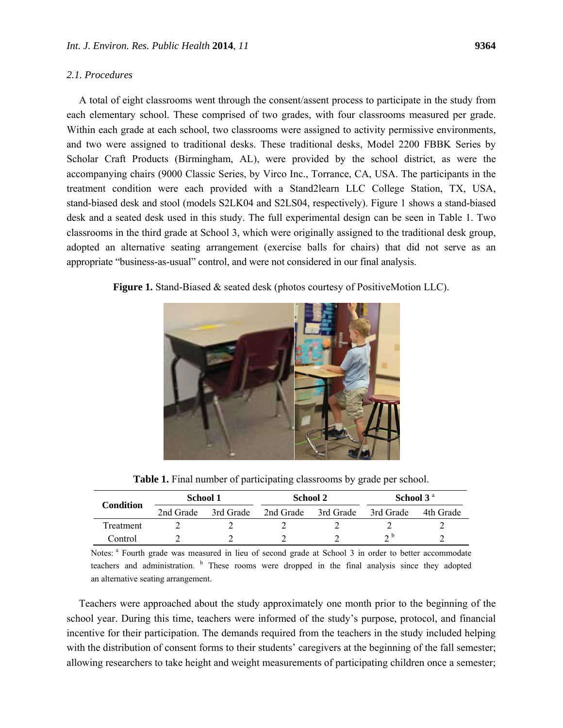### 2.1. Procedures

A total of eight classrooms went through the consent/assent process to participate in the study from each elementary school. These comprised of two grades, with four classrooms measured per grade. Within each grade at each school, two classrooms were assigned to activity permissive environments, and two were assigned to traditional desks. These traditional desks, Model 2200 FBBK Series by Scholar Craft Products (Birmingham, AL), were provided by the school district, as were the accompanying chairs (9000 Classic Series, by Virco Inc., Torrance, CA, USA. The participants in the treatment condition were each provided with a Stand2learn LLC College Station, TX, USA, stand-biased desk and stool (models S2LK04 and S2LS04, respectively). Figure 1 shows a stand-biased desk and a seated desk used in this study. The full experimental design can be seen in Table 1. Two classrooms in the third grade at School 3, which were originally assigned to the traditional desk group, adopted an alternative seating arrangement (exercise balls for chairs) that did not serve as an appropriate "business-as-usual" control, and were not considered in our final analysis.

**Figure 1.** Stand-Biased & seated desk (photos courtesy of PositiveMotion LLC).

**Table 1.** Final number of participating classrooms by grade per school.

| Condition | School 1 | | School 2 | | School 3 [a] | |
|---|---|---|---|---|---|---|
| | 2nd Grade | 3rd Grade | 2nd Grade | 3rd Grade | 3rd Grade | 4th Grade |
| Treatment | 2 | 2 | 2 | 2 | 2 | 2 |
| Control | 2 | 2 | 2 | 2 | 2 [b] | 2 |

Notes: [a] Fourth grade was measured in lieu of second grade at School 3 in order to better accommodate teachers and administration. [b] These rooms were dropped in the final analysis since they adopted an alternative seating arrangement.

Teachers were approached about the study approximately one month prior to the beginning of the school year. During this time, teachers were informed of the study's purpose, protocol, and financial incentive for their participation. The demands required from the teachers in the study included helping with the distribution of consent forms to their students' caregivers at the beginning of the fall semester; allowing researchers to take height and weight measurements of participating children once a semester;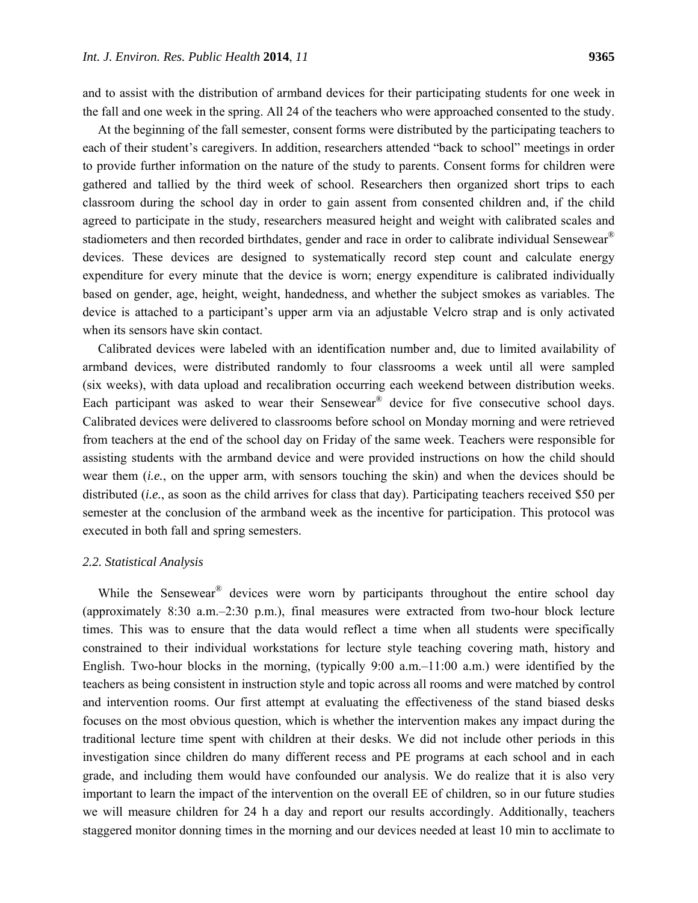and to assist with the distribution of armband devices for their participating students for one week in the fall and one week in the spring. All 24 of the teachers who were approached consented to the study.

At the beginning of the fall semester, consent forms were distributed by the participating teachers to each of their student's caregivers. In addition, researchers attended "back to school" meetings in order to provide further information on the nature of the study to parents. Consent forms for children were gathered and tallied by the third week of school. Researchers then organized short trips to each classroom during the school day in order to gain assent from consented children and, if the child agreed to participate in the study, researchers measured height and weight with calibrated scales and stadiometers and then recorded birthdates, gender and race in order to calibrate individual Sensewear® devices. These devices are designed to systematically record step count and calculate energy expenditure for every minute that the device is worn; energy expenditure is calibrated individually based on gender, age, height, weight, handedness, and whether the subject smokes as variables. The device is attached to a participant's upper arm via an adjustable Velcro strap and is only activated when its sensors have skin contact.

Calibrated devices were labeled with an identification number and, due to limited availability of armband devices, were distributed randomly to four classrooms a week until all were sampled (six weeks), with data upload and recalibration occurring each weekend between distribution weeks. Each participant was asked to wear their Sensewear® device for five consecutive school days. Calibrated devices were delivered to classrooms before school on Monday morning and were retrieved from teachers at the end of the school day on Friday of the same week. Teachers were responsible for assisting students with the armband device and were provided instructions on how the child should wear them (*i.e.*, on the upper arm, with sensors touching the skin) and when the devices should be distributed (*i.e.*, as soon as the child arrives for class that day). Participating teachers received $50 per semester at the conclusion of the armband week as the incentive for participation. This protocol was executed in both fall and spring semesters.

### 2.2. Statistical Analysis

While the Sensewear® devices were worn by participants throughout the entire school day (approximately 8:30 a.m.–2:30 p.m.), final measures were extracted from two-hour block lecture times. This was to ensure that the data would reflect a time when all students were specifically constrained to their individual workstations for lecture style teaching covering math, history and English. Two-hour blocks in the morning, (typically 9:00 a.m.–11:00 a.m.) were identified by the teachers as being consistent in instruction style and topic across all rooms and were matched by control and intervention rooms. Our first attempt at evaluating the effectiveness of the stand biased desks focuses on the most obvious question, which is whether the intervention makes any impact during the traditional lecture time spent with children at their desks. We did not include other periods in this investigation since children do many different recess and PE programs at each school and in each grade, and including them would have confounded our analysis. We do realize that it is also very important to learn the impact of the intervention on the overall EE of children, so in our future studies we will measure children for 24 h a day and report our results accordingly. Additionally, teachers staggered monitor donning times in the morning and our devices needed at least 10 min to acclimate to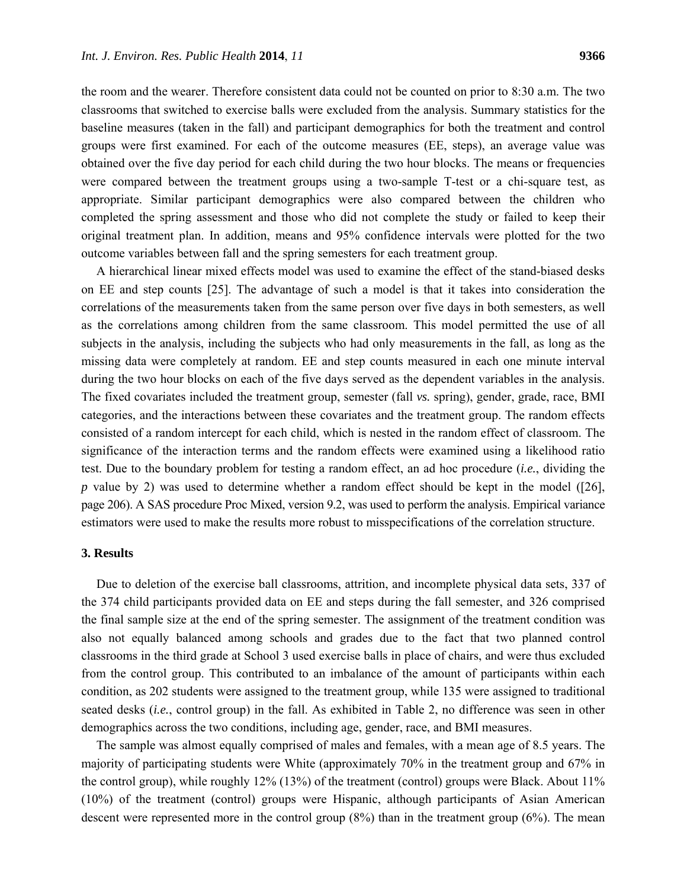the room and the wearer. Therefore consistent data could not be counted on prior to 8:30 a.m. The two classrooms that switched to exercise balls were excluded from the analysis. Summary statistics for the baseline measures (taken in the fall) and participant demographics for both the treatment and control groups were first examined. For each of the outcome measures (EE, steps), an average value was obtained over the five day period for each child during the two hour blocks. The means or frequencies were compared between the treatment groups using a two-sample T-test or a chi-square test, as appropriate. Similar participant demographics were also compared between the children who completed the spring assessment and those who did not complete the study or failed to keep their original treatment plan. In addition, means and 95% confidence intervals were plotted for the two outcome variables between fall and the spring semesters for each treatment group.

A hierarchical linear mixed effects model was used to examine the effect of the stand-biased desks on EE and step counts [25]. The advantage of such a model is that it takes into consideration the correlations of the measurements taken from the same person over five days in both semesters, as well as the correlations among children from the same classroom. This model permitted the use of all subjects in the analysis, including the subjects who had only measurements in the fall, as long as the missing data were completely at random. EE and step counts measured in each one minute interval during the two hour blocks on each of the five days served as the dependent variables in the analysis. The fixed covariates included the treatment group, semester (fall *vs.* spring), gender, grade, race, BMI categories, and the interactions between these covariates and the treatment group. The random effects consisted of a random intercept for each child, which is nested in the random effect of classroom. The significance of the interaction terms and the random effects were examined using a likelihood ratio test. Due to the boundary problem for testing a random effect, an ad hoc procedure (*i.e.*, dividing the *p* value by 2) was used to determine whether a random effect should be kept in the model ([26], page 206). A SAS procedure Proc Mixed, version 9.2, was used to perform the analysis. Empirical variance estimators were used to make the results more robust to misspecifications of the correlation structure.

## 3. Results

Due to deletion of the exercise ball classrooms, attrition, and incomplete physical data sets, 337 of the 374 child participants provided data on EE and steps during the fall semester, and 326 comprised the final sample size at the end of the spring semester. The assignment of the treatment condition was also not equally balanced among schools and grades due to the fact that two planned control classrooms in the third grade at School 3 used exercise balls in place of chairs, and were thus excluded from the control group. This contributed to an imbalance of the amount of participants within each condition, as 202 students were assigned to the treatment group, while 135 were assigned to traditional seated desks (*i.e.*, control group) in the fall. As exhibited in Table 2, no difference was seen in other demographics across the two conditions, including age, gender, race, and BMI measures.

The sample was almost equally comprised of males and females, with a mean age of 8.5 years. The majority of participating students were White (approximately 70% in the treatment group and 67% in the control group), while roughly 12% (13%) of the treatment (control) groups were Black. About 11% (10%) of the treatment (control) groups were Hispanic, although participants of Asian American descent were represented more in the control group (8%) than in the treatment group (6%). The mean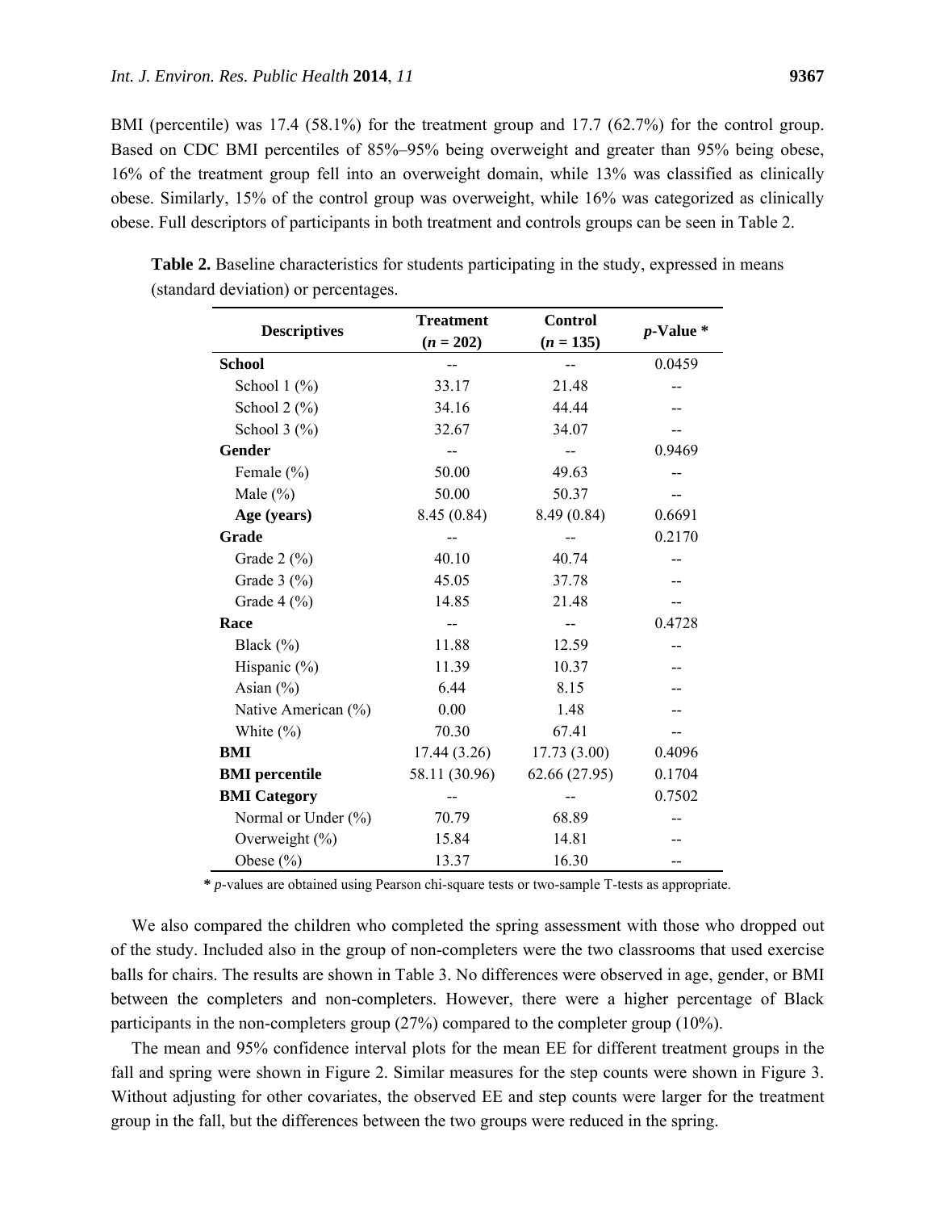BMI (percentile) was 17.4 (58.1%) for the treatment group and 17.7 (62.7%) for the control group. Based on CDC BMI percentiles of 85%–95% being overweight and greater than 95% being obese, 16% of the treatment group fell into an overweight domain, while 13% was classified as clinically obese. Similarly, 15% of the control group was overweight, while 16% was categorized as clinically obese. Full descriptors of participants in both treatment and controls groups can be seen in Table 2.

**Table 2.** Baseline characteristics for students participating in the study, expressed in means (standard deviation) or percentages.

| Descriptives | Treatment ($n$ = 202) | Control ($n$ = 135) | $p$-Value * |
|---|---|---|---|
| **School** | -- | -- | 0.0459 |
| School 1 (%) | 33.17 | 21.48 | -- |
| School 2 (%) | 34.16 | 44.44 | -- |
| School 3 (%) | 32.67 | 34.07 | -- |
| **Gender** | -- | -- | 0.9469 |
| Female (%) | 50.00 | 49.63 | -- |
| Male (%) | 50.00 | 50.37 | -- |
| **Age (years)** | 8.45 (0.84) | 8.49 (0.84) | 0.6691 |
| **Grade** | -- | -- | 0.2170 |
| Grade 2 (%) | 40.10 | 40.74 | -- |
| Grade 3 (%) | 45.05 | 37.78 | -- |
| Grade 4 (%) | 14.85 | 21.48 | -- |
| **Race** | -- | -- | 0.4728 |
| Black (%) | 11.88 | 12.59 | -- |
| Hispanic (%) | 11.39 | 10.37 | -- |
| Asian (%) | 6.44 | 8.15 | -- |
| Native American (%) | 0.00 | 1.48 | -- |
| White (%) | 70.30 | 67.41 | -- |
| **BMI** | 17.44 (3.26) | 17.73 (3.00) | 0.4096 |
| **BMI percentile** | 58.11 (30.96) | 62.66 (27.95) | 0.1704 |
| **BMI Category** | -- | -- | 0.7502 |
| Normal or Under (%) | 70.79 | 68.89 | -- |
| Overweight (%) | 15.84 | 14.81 | -- |
| Obese (%) | 13.37 | 16.30 | -- |

**\*** $p$-values are obtained using Pearson chi-square tests or two-sample T-tests as appropriate.

We also compared the children who completed the spring assessment with those who dropped out of the study. Included also in the group of non-completers were the two classrooms that used exercise balls for chairs. The results are shown in Table 3. No differences were observed in age, gender, or BMI between the completers and non-completers. However, there were a higher percentage of Black participants in the non-completers group (27%) compared to the completer group (10%).

The mean and 95% confidence interval plots for the mean EE for different treatment groups in the fall and spring were shown in Figure 2. Similar measures for the step counts were shown in Figure 3. Without adjusting for other covariates, the observed EE and step counts were larger for the treatment group in the fall, but the differences between the two groups were reduced in the spring.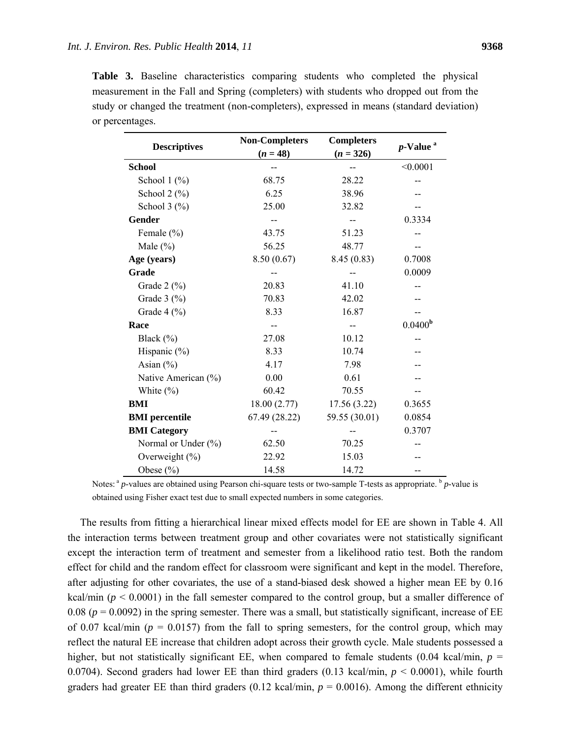**Table 3.** Baseline characteristics comparing students who completed the physical measurement in the Fall and Spring (completers) with students who dropped out from the study or changed the treatment (non-completers), expressed in means (standard deviation) or percentages.

| Descriptives | Non-Completers ($n$ = 48) | Completers ($n$ = 326) | $p$-Value [a] |
|---|---|---|---|
| **School** | -- | -- | <0.0001 |
| School 1 (%) | 68.75 | 28.22 | -- |
| School 2 (%) | 6.25 | 38.96 | -- |
| School 3 (%) | 25.00 | 32.82 | -- |
| **Gender** | -- | -- | 0.3334 |
| Female (%) | 43.75 | 51.23 | -- |
| Male (%) | 56.25 | 48.77 | -- |
| **Age (years)** | 8.50 (0.67) | 8.45 (0.83) | 0.7008 |
| **Grade** | -- | -- | 0.0009 |
| Grade 2 (%) | 20.83 | 41.10 | -- |
| Grade 3 (%) | 70.83 | 42.02 | -- |
| Grade 4 (%) | 8.33 | 16.87 | -- |
| **Race** | -- | -- | 0.0400 [b] |
| Black (%) | 27.08 | 10.12 | -- |
| Hispanic (%) | 8.33 | 10.74 | -- |
| Asian (%) | 4.17 | 7.98 | -- |
| Native American (%) | 0.00 | 0.61 | -- |
| White (%) | 60.42 | 70.55 | -- |
| **BMI** | 18.00 (2.77) | 17.56 (3.22) | 0.3655 |
| **BMI percentile** | 67.49 (28.22) | 59.55 (30.01) | 0.0854 |
| **BMI Category** | -- | -- | 0.3707 |
| Normal or Under (%) | 62.50 | 70.25 | -- |
| Overweight (%) | 22.92 | 15.03 | -- |
| Obese (%) | 14.58 | 14.72 | -- |

Notes: [a] $p$-values are obtained using Pearson chi-square tests or two-sample T-tests as appropriate. [b] $p$-value is obtained using Fisher exact test due to small expected numbers in some categories.

The results from fitting a hierarchical linear mixed effects model for EE are shown in Table 4. All the interaction terms between treatment group and other covariates were not statistically significant except the interaction term of treatment and semester from a likelihood ratio test. Both the random effect for child and the random effect for classroom were significant and kept in the model. Therefore, after adjusting for other covariates, the use of a stand-biased desk showed a higher mean EE by 0.16 kcal/min ($p < 0.0001$) in the fall semester compared to the control group, but a smaller difference of 0.08 ($p = 0.0092$) in the spring semester. There was a small, but statistically significant, increase of EE of 0.07 kcal/min ($p = 0.0157$) from the fall to spring semesters, for the control group, which may reflect the natural EE increase that children adopt across their growth cycle. Male students possessed a higher, but not statistically significant EE, when compared to female students (0.04 kcal/min, $p = 0.0704$). Second graders had lower EE than third graders (0.13 kcal/min, $p < 0.0001$), while fourth graders had greater EE than third graders (0.12 kcal/min, $p = 0.0016$). Among the different ethnicity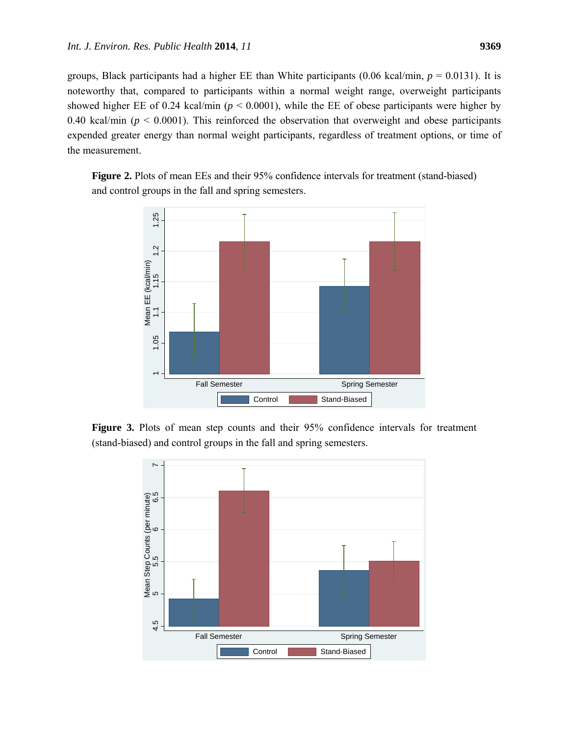groups, Black participants had a higher EE than White participants (0.06 kcal/min, $p$ = 0.0131). It is noteworthy that, compared to participants within a normal weight range, overweight participants showed higher EE of 0.24 kcal/min ($p < 0.0001$), while the EE of obese participants were higher by 0.40 kcal/min ($p < 0.0001$). This reinforced the observation that overweight and obese participants expended greater energy than normal weight participants, regardless of treatment options, or time of the measurement.

**Figure 2.** Plots of mean EEs and their 95% confidence intervals for treatment (stand-biased) and control groups in the fall and spring semesters.

**Figure 3.** Plots of mean step counts and their 95% confidence intervals for treatment (stand-biased) and control groups in the fall and spring semesters.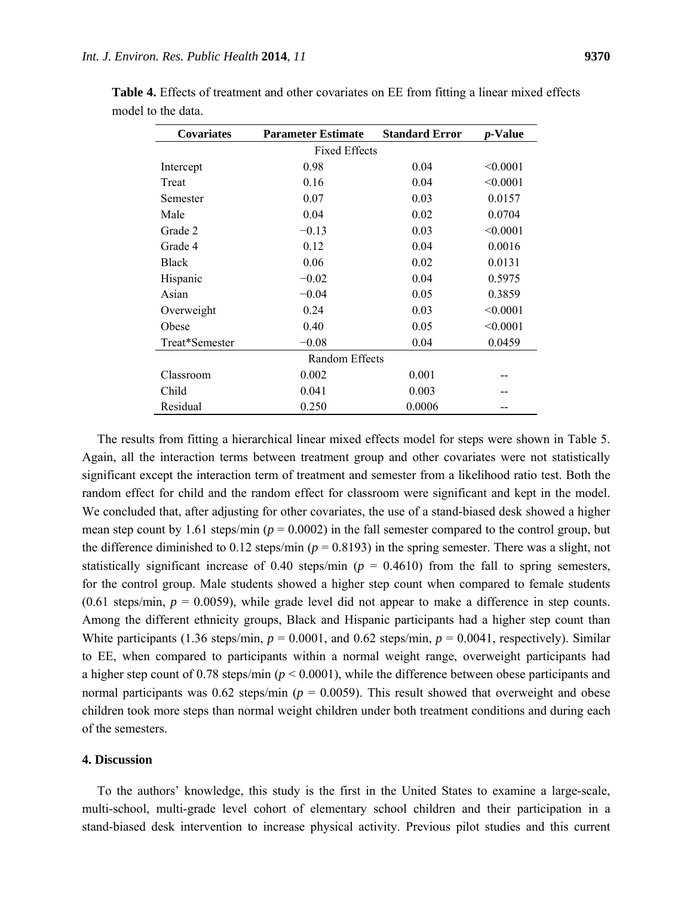**Table 4.** Effects of treatment and other covariates on EE from fitting a linear mixed effects model to the data.

| Covariates | Parameter Estimate | Standard Error | *p*-Value |
|---|---|---|---|
| Fixed Effects | | | |
| Intercept | 0.98 | 0.04 | <0.0001 |
| Treat | 0.16 | 0.04 | <0.0001 |
| Semester | 0.07 | 0.03 | 0.0157 |
| Male | 0.04 | 0.02 | 0.0704 |
| Grade 2 | −0.13 | 0.03 | <0.0001 |
| Grade 4 | 0.12 | 0.04 | 0.0016 |
| Black | 0.06 | 0.02 | 0.0131 |
| Hispanic | −0.02 | 0.04 | 0.5975 |
| Asian | −0.04 | 0.05 | 0.3859 |
| Overweight | 0.24 | 0.03 | <0.0001 |
| Obese | 0.40 | 0.05 | <0.0001 |
| Treat*Semester | −0.08 | 0.04 | 0.0459 |
| Random Effects | | | |
| Classroom | 0.002 | 0.001 | -- |
| Child | 0.041 | 0.003 | -- |
| Residual | 0.250 | 0.0006 | -- |

The results from fitting a hierarchical linear mixed effects model for steps were shown in Table 5. Again, all the interaction terms between treatment group and other covariates were not statistically significant except the interaction term of treatment and semester from a likelihood ratio test. Both the random effect for child and the random effect for classroom were significant and kept in the model. We concluded that, after adjusting for other covariates, the use of a stand-biased desk showed a higher mean step count by 1.61 steps/min ($p = 0.0002$) in the fall semester compared to the control group, but the difference diminished to 0.12 steps/min ($p = 0.8193$) in the spring semester. There was a slight, not statistically significant increase of 0.40 steps/min ($p = 0.4610$) from the fall to spring semesters, for the control group. Male students showed a higher step count when compared to female students (0.61 steps/min, $p = 0.0059$), while grade level did not appear to make a difference in step counts. Among the different ethnicity groups, Black and Hispanic participants had a higher step count than White participants (1.36 steps/min, $p = 0.0001$, and 0.62 steps/min, $p = 0.0041$, respectively). Similar to EE, when compared to participants within a normal weight range, overweight participants had a higher step count of 0.78 steps/min ($p < 0.0001$), while the difference between obese participants and normal participants was 0.62 steps/min ($p = 0.0059$). This result showed that overweight and obese children took more steps than normal weight children under both treatment conditions and during each of the semesters.

## 4. Discussion

To the authors' knowledge, this study is the first in the United States to examine a large-scale, multi-school, multi-grade level cohort of elementary school children and their participation in a stand-biased desk intervention to increase physical activity. Previous pilot studies and this current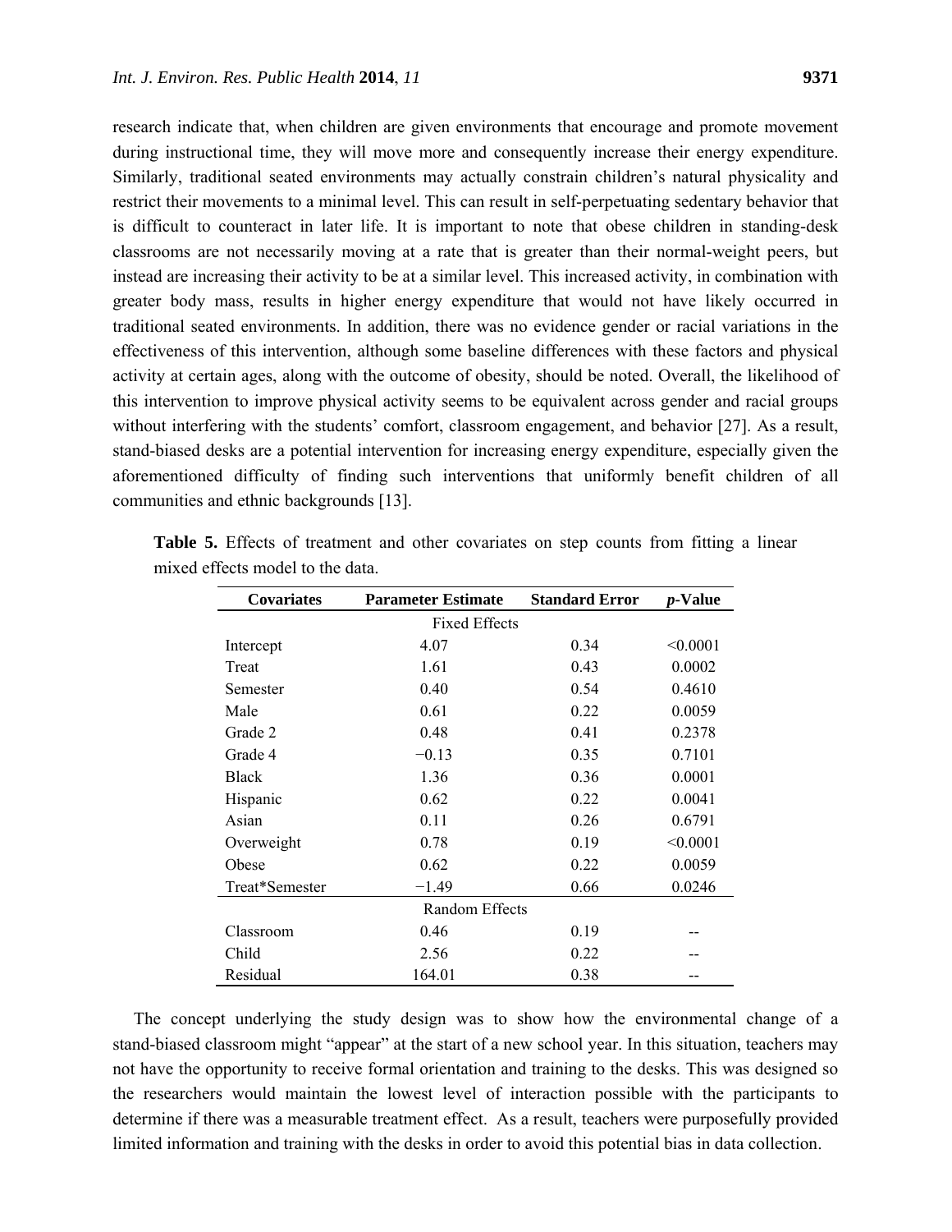research indicate that, when children are given environments that encourage and promote movement during instructional time, they will move more and consequently increase their energy expenditure. Similarly, traditional seated environments may actually constrain children's natural physicality and restrict their movements to a minimal level. This can result in self-perpetuating sedentary behavior that is difficult to counteract in later life. It is important to note that obese children in standing-desk classrooms are not necessarily moving at a rate that is greater than their normal-weight peers, but instead are increasing their activity to be at a similar level. This increased activity, in combination with greater body mass, results in higher energy expenditure that would not have likely occurred in traditional seated environments. In addition, there was no evidence gender or racial variations in the effectiveness of this intervention, although some baseline differences with these factors and physical activity at certain ages, along with the outcome of obesity, should be noted. Overall, the likelihood of this intervention to improve physical activity seems to be equivalent across gender and racial groups without interfering with the students' comfort, classroom engagement, and behavior [27]. As a result, stand-biased desks are a potential intervention for increasing energy expenditure, especially given the aforementioned difficulty of finding such interventions that uniformly benefit children of all communities and ethnic backgrounds [13].

**Table 5.** Effects of treatment and other covariates on step counts from fitting a linear mixed effects model to the data.

| Covariates | Parameter Estimate | Standard Error | *p*-Value |
|---|---|---|---|
| Fixed Effects | | | |
| Intercept | 4.07 | 0.34 | <0.0001 |
| Treat | 1.61 | 0.43 | 0.0002 |
| Semester | 0.40 | 0.54 | 0.4610 |
| Male | 0.61 | 0.22 | 0.0059 |
| Grade 2 | 0.48 | 0.41 | 0.2378 |
| Grade 4 | −0.13 | 0.35 | 0.7101 |
| Black | 1.36 | 0.36 | 0.0001 |
| Hispanic | 0.62 | 0.22 | 0.0041 |
| Asian | 0.11 | 0.26 | 0.6791 |
| Overweight | 0.78 | 0.19 | <0.0001 |
| Obese | 0.62 | 0.22 | 0.0059 |
| Treat*Semester | −1.49 | 0.66 | 0.0246 |
| Random Effects | | | |
| Classroom | 0.46 | 0.19 | -- |
| Child | 2.56 | 0.22 | -- |
| Residual | 164.01 | 0.38 | -- |

The concept underlying the study design was to show how the environmental change of a stand-biased classroom might "appear" at the start of a new school year. In this situation, teachers may not have the opportunity to receive formal orientation and training to the desks. This was designed so the researchers would maintain the lowest level of interaction possible with the participants to determine if there was a measurable treatment effect. As a result, teachers were purposefully provided limited information and training with the desks in order to avoid this potential bias in data collection.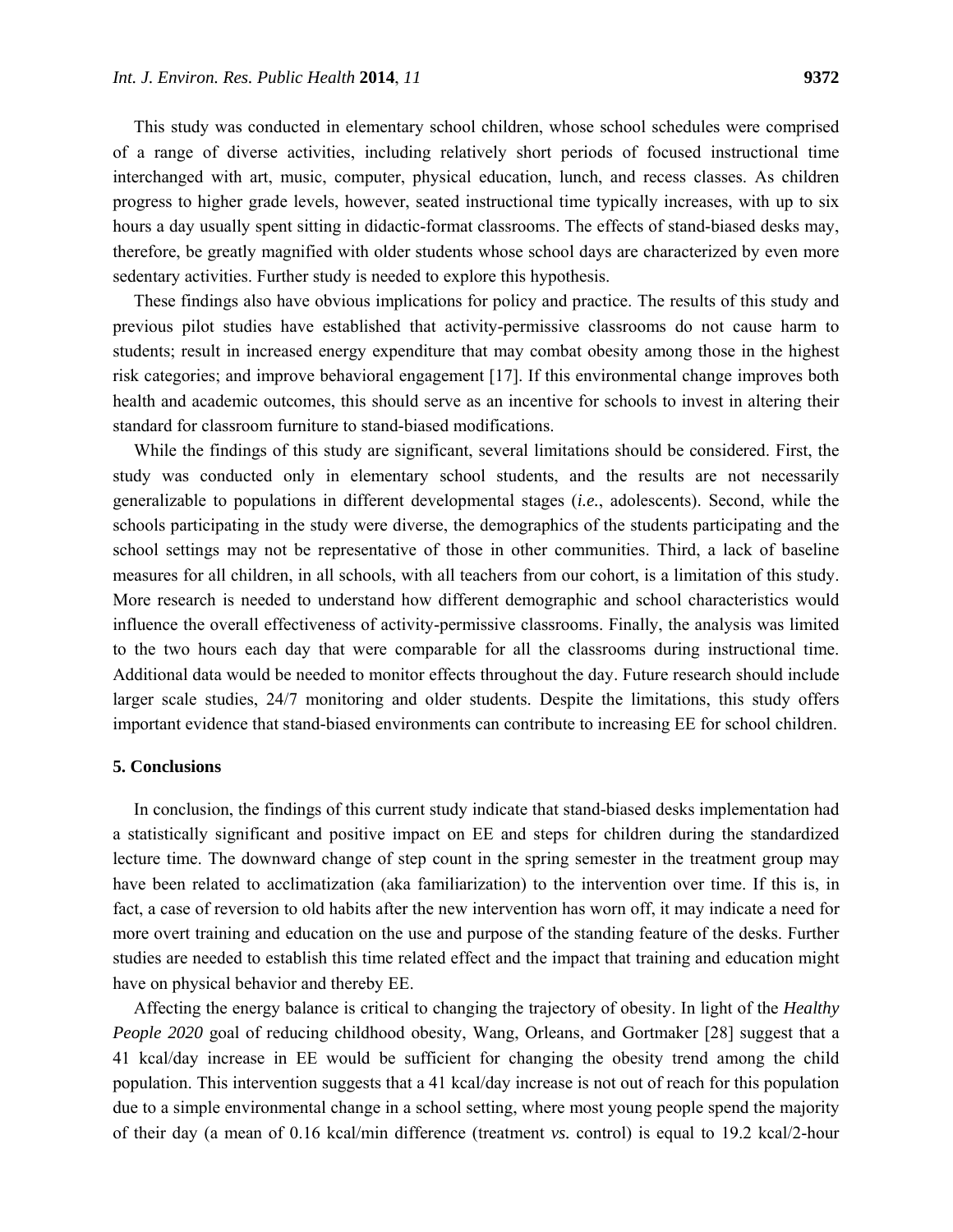This study was conducted in elementary school children, whose school schedules were comprised of a range of diverse activities, including relatively short periods of focused instructional time interchanged with art, music, computer, physical education, lunch, and recess classes. As children progress to higher grade levels, however, seated instructional time typically increases, with up to six hours a day usually spent sitting in didactic-format classrooms. The effects of stand-biased desks may, therefore, be greatly magnified with older students whose school days are characterized by even more sedentary activities. Further study is needed to explore this hypothesis.

These findings also have obvious implications for policy and practice. The results of this study and previous pilot studies have established that activity-permissive classrooms do not cause harm to students; result in increased energy expenditure that may combat obesity among those in the highest risk categories; and improve behavioral engagement [17]. If this environmental change improves both health and academic outcomes, this should serve as an incentive for schools to invest in altering their standard for classroom furniture to stand-biased modifications.

While the findings of this study are significant, several limitations should be considered. First, the study was conducted only in elementary school students, and the results are not necessarily generalizable to populations in different developmental stages (*i.e.*, adolescents). Second, while the schools participating in the study were diverse, the demographics of the students participating and the school settings may not be representative of those in other communities. Third, a lack of baseline measures for all children, in all schools, with all teachers from our cohort, is a limitation of this study. More research is needed to understand how different demographic and school characteristics would influence the overall effectiveness of activity-permissive classrooms. Finally, the analysis was limited to the two hours each day that were comparable for all the classrooms during instructional time. Additional data would be needed to monitor effects throughout the day. Future research should include larger scale studies, 24/7 monitoring and older students. Despite the limitations, this study offers important evidence that stand-biased environments can contribute to increasing EE for school children.

## 5. Conclusions

In conclusion, the findings of this current study indicate that stand-biased desks implementation had a statistically significant and positive impact on EE and steps for children during the standardized lecture time. The downward change of step count in the spring semester in the treatment group may have been related to acclimatization (aka familiarization) to the intervention over time. If this is, in fact, a case of reversion to old habits after the new intervention has worn off, it may indicate a need for more overt training and education on the use and purpose of the standing feature of the desks. Further studies are needed to establish this time related effect and the impact that training and education might have on physical behavior and thereby EE.

Affecting the energy balance is critical to changing the trajectory of obesity. In light of the *Healthy People 2020* goal of reducing childhood obesity, Wang, Orleans, and Gortmaker [28] suggest that a 41 kcal/day increase in EE would be sufficient for changing the obesity trend among the child population. This intervention suggests that a 41 kcal/day increase is not out of reach for this population due to a simple environmental change in a school setting, where most young people spend the majority of their day (a mean of 0.16 kcal/min difference (treatment *vs.* control) is equal to 19.2 kcal/2-hour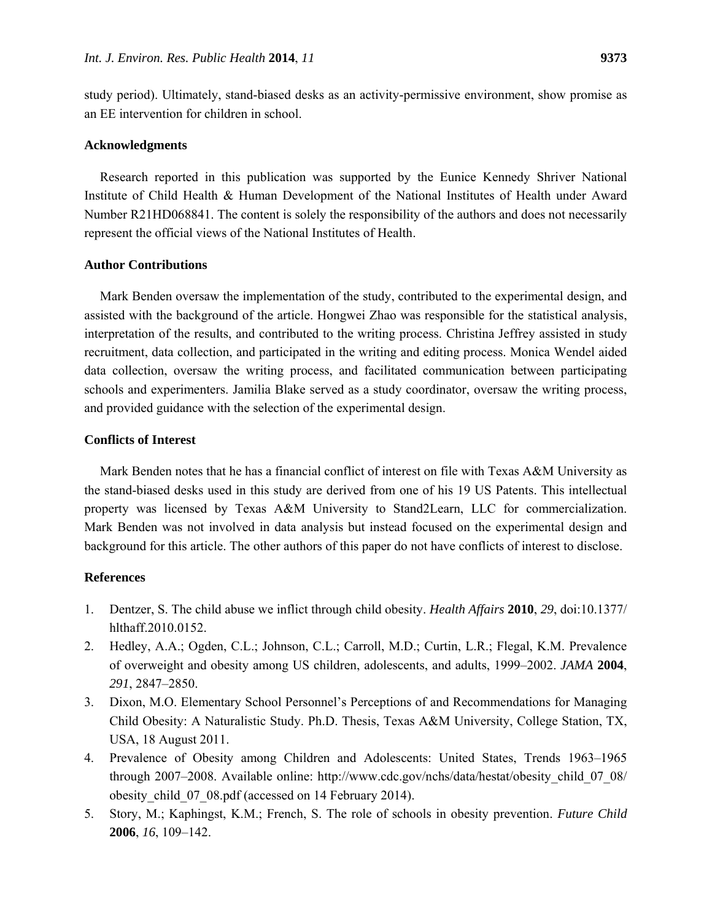study period). Ultimately, stand-biased desks as an activity-permissive environment, show promise as an EE intervention for children in school.

## Acknowledgments

Research reported in this publication was supported by the Eunice Kennedy Shriver National Institute of Child Health & Human Development of the National Institutes of Health under Award Number R21HD068841. The content is solely the responsibility of the authors and does not necessarily represent the official views of the National Institutes of Health.

## Author Contributions

Mark Benden oversaw the implementation of the study, contributed to the experimental design, and assisted with the background of the article. Hongwei Zhao was responsible for the statistical analysis, interpretation of the results, and contributed to the writing process. Christina Jeffrey assisted in study recruitment, data collection, and participated in the writing and editing process. Monica Wendel aided data collection, oversaw the writing process, and facilitated communication between participating schools and experimenters. Jamilia Blake served as a study coordinator, oversaw the writing process, and provided guidance with the selection of the experimental design.

## Conflicts of Interest

Mark Benden notes that he has a financial conflict of interest on file with Texas A&M University as the stand-biased desks used in this study are derived from one of his 19 US Patents. This intellectual property was licensed by Texas A&M University to Stand2Learn, LLC for commercialization. Mark Benden was not involved in data analysis but instead focused on the experimental design and background for this article. The other authors of this paper do not have conflicts of interest to disclose.

## References

1. Dentzer, S. The child abuse we inflict through child obesity. *Health Affairs* **2010**, *29*, doi:10.1377/hlthaff.2010.0152.
2. Hedley, A.A.; Ogden, C.L.; Johnson, C.L.; Carroll, M.D.; Curtin, L.R.; Flegal, K.M. Prevalence of overweight and obesity among US children, adolescents, and adults, 1999–2002. *JAMA* **2004**, *291*, 2847–2850.
3. Dixon, M.O. Elementary School Personnel's Perceptions of and Recommendations for Managing Child Obesity: A Naturalistic Study. Ph.D. Thesis, Texas A&M University, College Station, TX, USA, 18 August 2011.
4. Prevalence of Obesity among Children and Adolescents: United States, Trends 1963–1965 through 2007–2008. Available online: http://www.cdc.gov/nchs/data/hestat/obesity_child_07_08/obesity_child_07_08.pdf (accessed on 14 February 2014).
5. Story, M.; Kaphingst, K.M.; French, S. The role of schools in obesity prevention. *Future Child* **2006**, *16*, 109–142.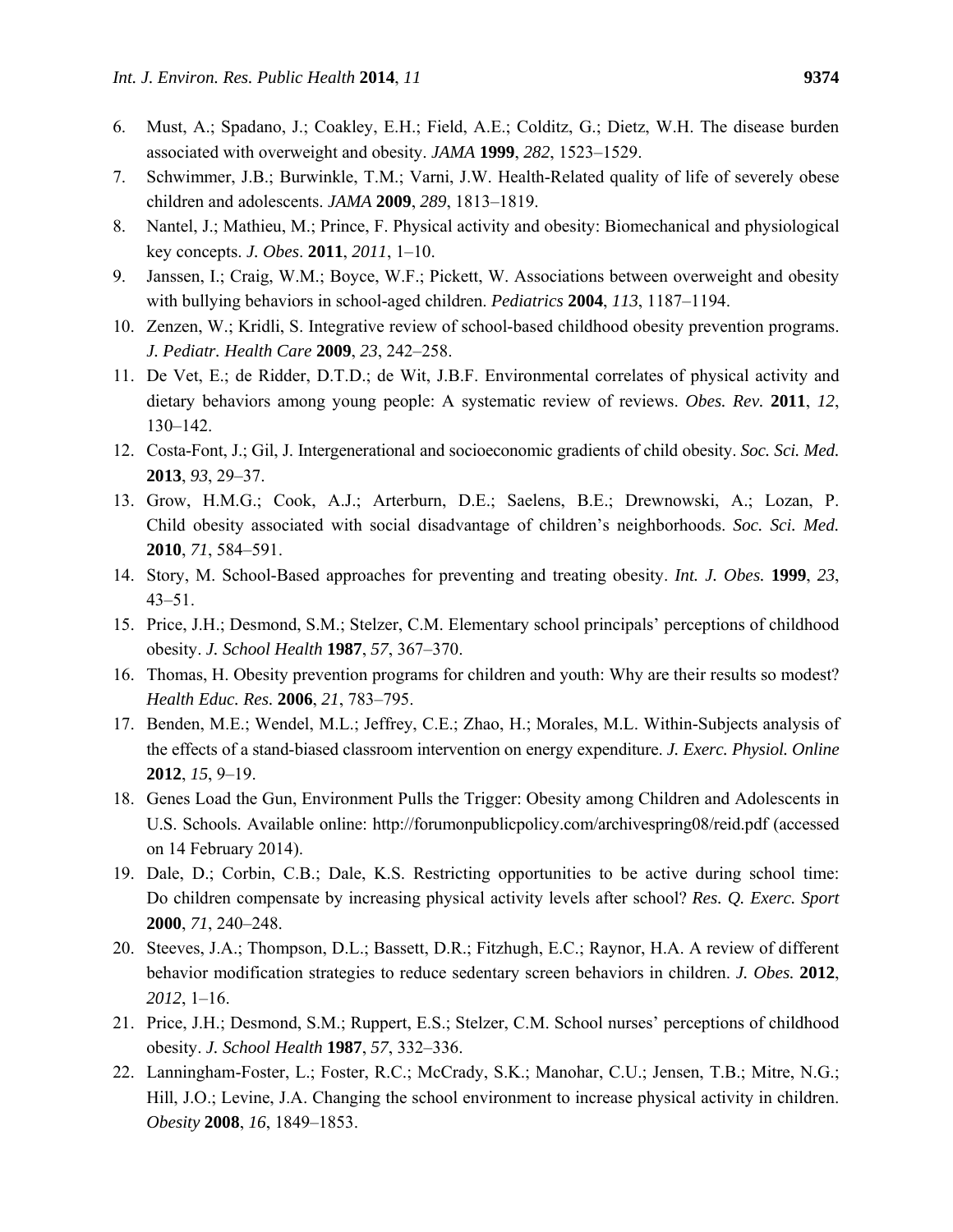6. Must, A.; Spadano, J.; Coakley, E.H.; Field, A.E.; Colditz, G.; Dietz, W.H. The disease burden associated with overweight and obesity. *JAMA* **1999**, *282*, 1523–1529.
7. Schwimmer, J.B.; Burwinkle, T.M.; Varni, J.W. Health-Related quality of life of severely obese children and adolescents. *JAMA* **2009**, *289*, 1813–1819.
8. Nantel, J.; Mathieu, M.; Prince, F. Physical activity and obesity: Biomechanical and physiological key concepts. *J. Obes*. **2011**, *2011*, 1–10.
9. Janssen, I.; Craig, W.M.; Boyce, W.F.; Pickett, W. Associations between overweight and obesity with bullying behaviors in school-aged children. *Pediatrics* **2004**, *113*, 1187–1194.
10. Zenzen, W.; Kridli, S. Integrative review of school-based childhood obesity prevention programs. *J. Pediatr. Health Care* **2009**, *23*, 242–258.
11. De Vet, E.; de Ridder, D.T.D.; de Wit, J.B.F. Environmental correlates of physical activity and dietary behaviors among young people: A systematic review of reviews. *Obes. Rev.* **2011**, *12*, 130–142.
12. Costa-Font, J.; Gil, J. Intergenerational and socioeconomic gradients of child obesity. *Soc. Sci. Med.* **2013**, *93*, 29–37.
13. Grow, H.M.G.; Cook, A.J.; Arterburn, D.E.; Saelens, B.E.; Drewnowski, A.; Lozan, P. Child obesity associated with social disadvantage of children's neighborhoods. *Soc. Sci. Med.* **2010**, *71*, 584–591.
14. Story, M. School-Based approaches for preventing and treating obesity. *Int. J. Obes.* **1999**, *23*, 43–51.
15. Price, J.H.; Desmond, S.M.; Stelzer, C.M. Elementary school principals' perceptions of childhood obesity. *J. School Health* **1987**, *57*, 367–370.
16. Thomas, H. Obesity prevention programs for children and youth: Why are their results so modest? *Health Educ. Res.* **2006**, *21*, 783–795.
17. Benden, M.E.; Wendel, M.L.; Jeffrey, C.E.; Zhao, H.; Morales, M.L. Within-Subjects analysis of the effects of a stand-biased classroom intervention on energy expenditure. *J. Exerc. Physiol. Online* **2012**, *15*, 9–19.
18. Genes Load the Gun, Environment Pulls the Trigger: Obesity among Children and Adolescents in U.S. Schools. Available online: http://forumonpublicpolicy.com/archivespring08/reid.pdf (accessed on 14 February 2014).
19. Dale, D.; Corbin, C.B.; Dale, K.S. Restricting opportunities to be active during school time: Do children compensate by increasing physical activity levels after school? *Res. Q. Exerc. Sport* **2000**, *71*, 240–248.
20. Steeves, J.A.; Thompson, D.L.; Bassett, D.R.; Fitzhugh, E.C.; Raynor, H.A. A review of different behavior modification strategies to reduce sedentary screen behaviors in children. *J. Obes.* **2012**, *2012*, 1–16.
21. Price, J.H.; Desmond, S.M.; Ruppert, E.S.; Stelzer, C.M. School nurses' perceptions of childhood obesity. *J. School Health* **1987**, *57*, 332–336.
22. Lanningham-Foster, L.; Foster, R.C.; McCrady, S.K.; Manohar, C.U.; Jensen, T.B.; Mitre, N.G.; Hill, J.O.; Levine, J.A. Changing the school environment to increase physical activity in children. *Obesity* **2008**, *16*, 1849–1853.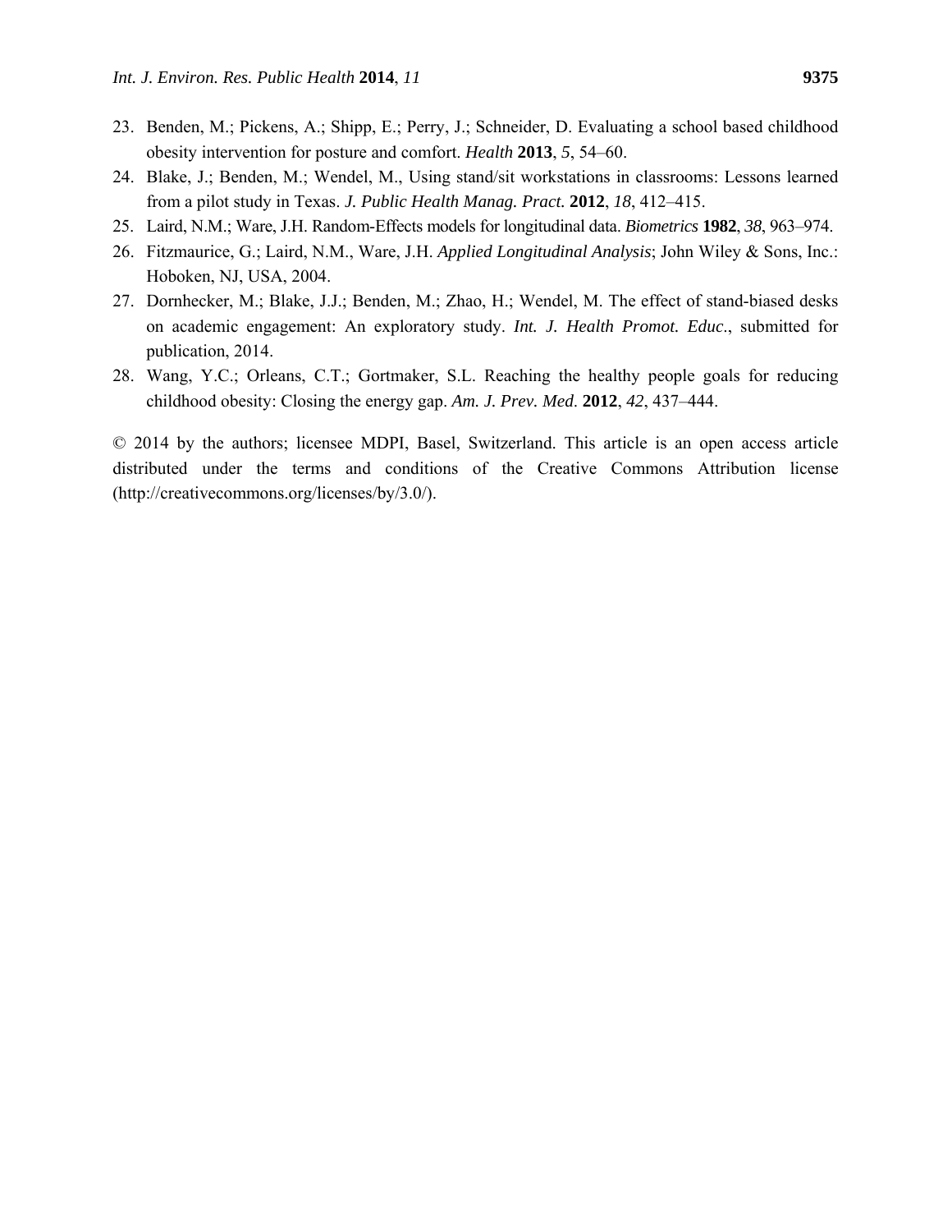23. Benden, M.; Pickens, A.; Shipp, E.; Perry, J.; Schneider, D. Evaluating a school based childhood obesity intervention for posture and comfort. *Health* **2013**, *5*, 54–60.
24. Blake, J.; Benden, M.; Wendel, M., Using stand/sit workstations in classrooms: Lessons learned from a pilot study in Texas. *J. Public Health Manag. Pract.* **2012**, *18*, 412–415.
25. Laird, N.M.; Ware, J.H. Random-Effects models for longitudinal data. *Biometrics* **1982**, *38*, 963–974.
26. Fitzmaurice, G.; Laird, N.M., Ware, J.H. *Applied Longitudinal Analysis*; John Wiley & Sons, Inc.: Hoboken, NJ, USA, 2004.
27. Dornhecker, M.; Blake, J.J.; Benden, M.; Zhao, H.; Wendel, M. The effect of stand-biased desks on academic engagement: An exploratory study. *Int. J. Health Promot. Educ*., submitted for publication, 2014.
28. Wang, Y.C.; Orleans, C.T.; Gortmaker, S.L. Reaching the healthy people goals for reducing childhood obesity: Closing the energy gap. *Am. J. Prev. Med.* **2012**, *42*, 437–444.

© 2014 by the authors; licensee MDPI, Basel, Switzerland. This article is an open access article distributed under the terms and conditions of the Creative Commons Attribution license (http://creativecommons.org/licenses/by/3.0/).